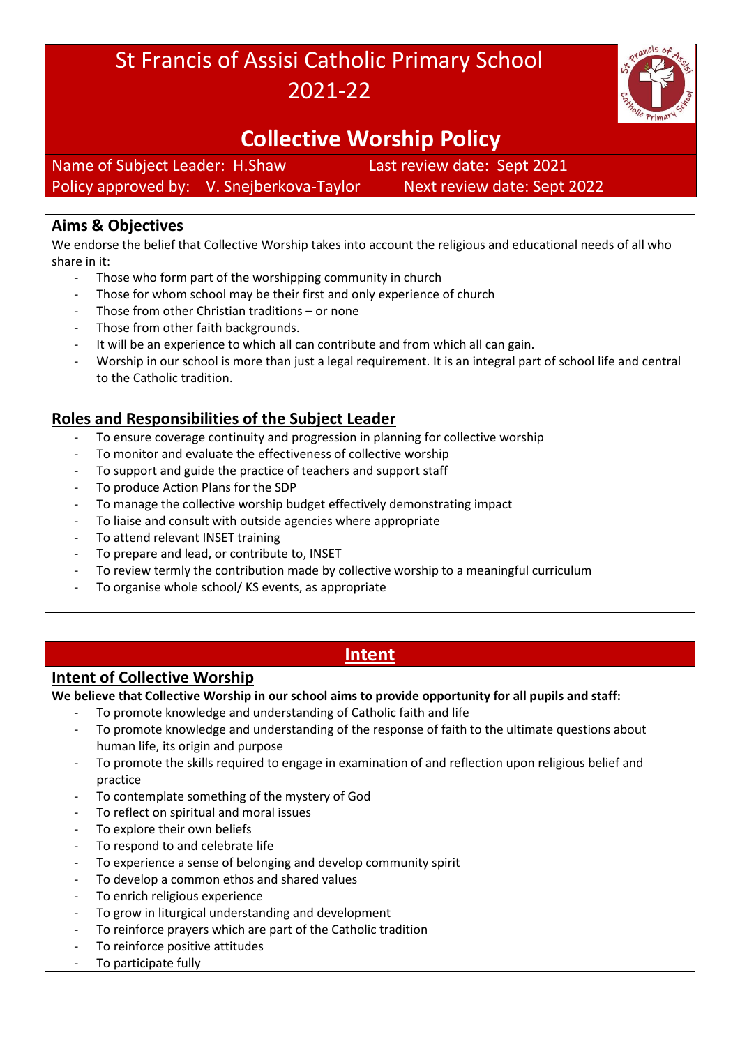# St Francis of Assisi Catholic Primary School 2021-22

## Collective Worship Policy

Name of Subject Leader: H.Shaw  Last review date: Sept 2021
Policy approved by: V. Snejberkova-Taylor  Next review date: Sept 2022

## Aims & Objectives

We endorse the belief that Collective Worship takes into account the religious and educational needs of all who share in it:

- Those who form part of the worshipping community in church
- Those for whom school may be their first and only experience of church
- Those from other Christian traditions – or none
- Those from other faith backgrounds.
- It will be an experience to which all can contribute and from which all can gain.
- Worship in our school is more than just a legal requirement. It is an integral part of school life and central to the Catholic tradition.

## Roles and Responsibilities of the Subject Leader

- To ensure coverage continuity and progression in planning for collective worship
- To monitor and evaluate the effectiveness of collective worship
- To support and guide the practice of teachers and support staff
- To produce Action Plans for the SDP
- To manage the collective worship budget effectively demonstrating impact
- To liaise and consult with outside agencies where appropriate
- To attend relevant INSET training
- To prepare and lead, or contribute to, INSET
- To review termly the contribution made by collective worship to a meaningful curriculum
- To organise whole school/ KS events, as appropriate

## Intent

### Intent of Collective Worship

**We believe that Collective Worship in our school aims to provide opportunity for all pupils and staff:**

- To promote knowledge and understanding of Catholic faith and life
- To promote knowledge and understanding of the response of faith to the ultimate questions about human life, its origin and purpose
- To promote the skills required to engage in examination of and reflection upon religious belief and practice
- To contemplate something of the mystery of God
- To reflect on spiritual and moral issues
- To explore their own beliefs
- To respond to and celebrate life
- To experience a sense of belonging and develop community spirit
- To develop a common ethos and shared values
- To enrich religious experience
- To grow in liturgical understanding and development
- To reinforce prayers which are part of the Catholic tradition
- To reinforce positive attitudes
- To participate fully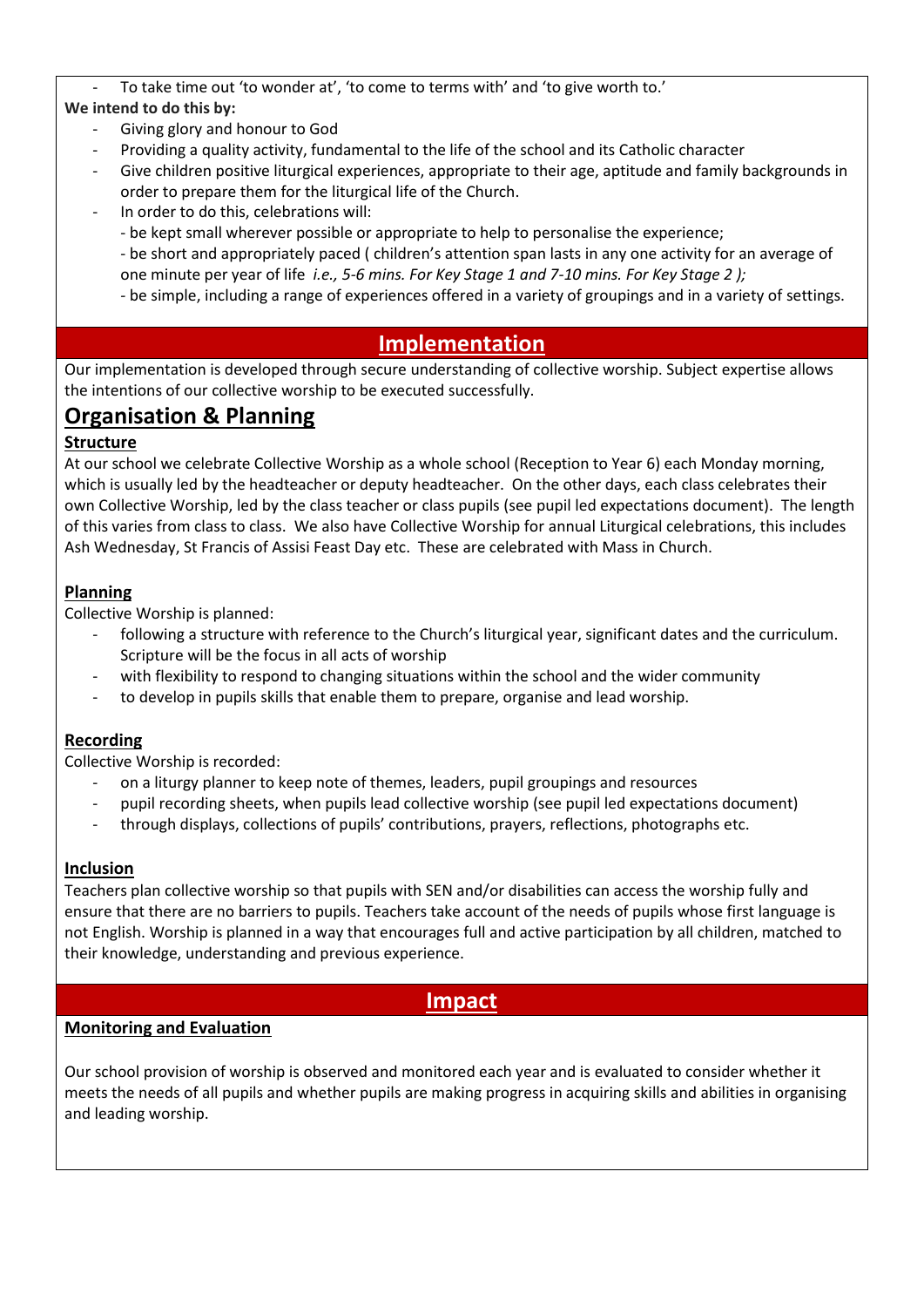- To take time out 'to wonder at', 'to come to terms with' and 'to give worth to.'

**We intend to do this by:**

- Giving glory and honour to God
- Providing a quality activity, fundamental to the life of the school and its Catholic character
- Give children positive liturgical experiences, appropriate to their age, aptitude and family backgrounds in order to prepare them for the liturgical life of the Church.
- In order to do this, celebrations will:
  - be kept small wherever possible or appropriate to help to personalise the experience;
  - be short and appropriately paced ( children's attention span lasts in any one activity for an average of one minute per year of life *i.e., 5-6 mins. For Key Stage 1 and 7-10 mins. For Key Stage 2 );*
  - be simple, including a range of experiences offered in a variety of groupings and in a variety of settings.

## Implementation

Our implementation is developed through secure understanding of collective worship. Subject expertise allows the intentions of our collective worship to be executed successfully.

## Organisation & Planning

### Structure

At our school we celebrate Collective Worship as a whole school (Reception to Year 6) each Monday morning, which is usually led by the headteacher or deputy headteacher. On the other days, each class celebrates their own Collective Worship, led by the class teacher or class pupils (see pupil led expectations document). The length of this varies from class to class. We also have Collective Worship for annual Liturgical celebrations, this includes Ash Wednesday, St Francis of Assisi Feast Day etc. These are celebrated with Mass in Church.

### Planning

Collective Worship is planned:

- following a structure with reference to the Church's liturgical year, significant dates and the curriculum. Scripture will be the focus in all acts of worship
- with flexibility to respond to changing situations within the school and the wider community
- to develop in pupils skills that enable them to prepare, organise and lead worship.

### Recording

Collective Worship is recorded:

- on a liturgy planner to keep note of themes, leaders, pupil groupings and resources
- pupil recording sheets, when pupils lead collective worship (see pupil led expectations document)
- through displays, collections of pupils' contributions, prayers, reflections, photographs etc.

### Inclusion

Teachers plan collective worship so that pupils with SEN and/or disabilities can access the worship fully and ensure that there are no barriers to pupils. Teachers take account of the needs of pupils whose first language is not English. Worship is planned in a way that encourages full and active participation by all children, matched to their knowledge, understanding and previous experience.

## Impact

### Monitoring and Evaluation

Our school provision of worship is observed and monitored each year and is evaluated to consider whether it meets the needs of all pupils and whether pupils are making progress in acquiring skills and abilities in organising and leading worship.